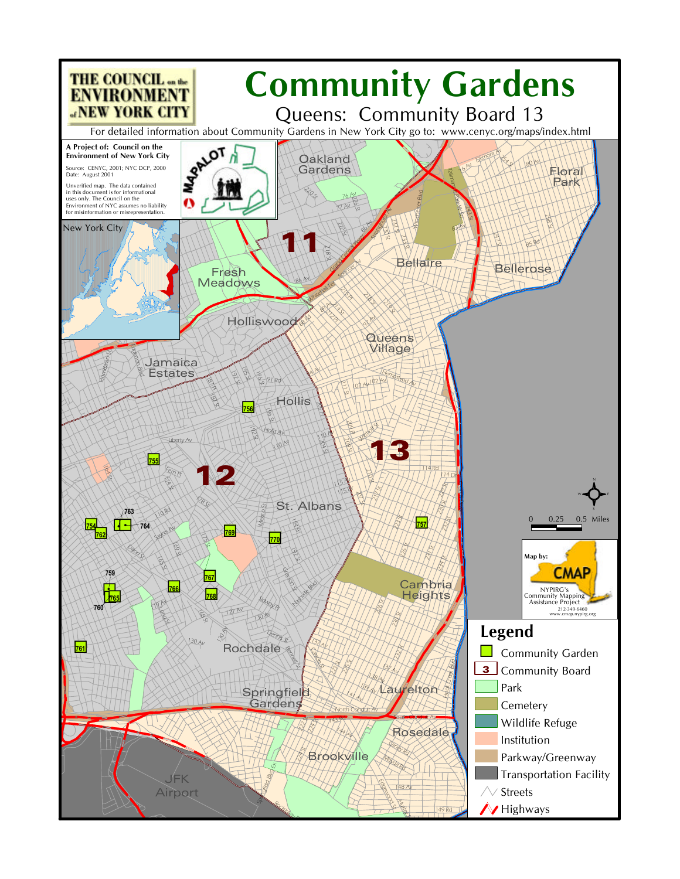# Community Gardens

## Queens: Community Board 13

For detailed information about Community Gardens in New York City go to: www.cenyc.org/maps/index.html

THE COUNCIL on the ENVIRONMENT of NEW YORK CITY

**A Project of: Council on the Environment of New York City**

Source: CENYC, 2001; NYC DCP, 2000
Date: August 2001

Unverified map. The data contained in this document is for informational uses only. The Council on the Environment of NYC assumes no liability for misinformation or misrepresentation.

MAPALOT

New York City

Oakland Gardens, Floral Park, Fresh Meadows, Bellaire, Bellerose, Holliswood, Queens Village, Jamaica Estates, Hollis, St. Albans, Cambria Heights, Rochdale, Springfield Gardens, Laurelton, Rosedale, Brookville, JFK Airport

11, 12, 13

Community Gardens: 754, 755, 756, 757, 759, 760, 761, 762, 763, 764, 765, 766, 767, 768, 769, 770

0 0.25 0.5 Miles

Map by: CMAP
NYPIRG's Community Mapping Assistance Project
212-349-6460
www.cmap.nypirg.org

## Legend

- Community Garden
- Community Board
- Park
- Cemetery
- Wildlife Refuge
- Institution
- Parkway/Greenway
- Transportation Facility
- Streets
- Highways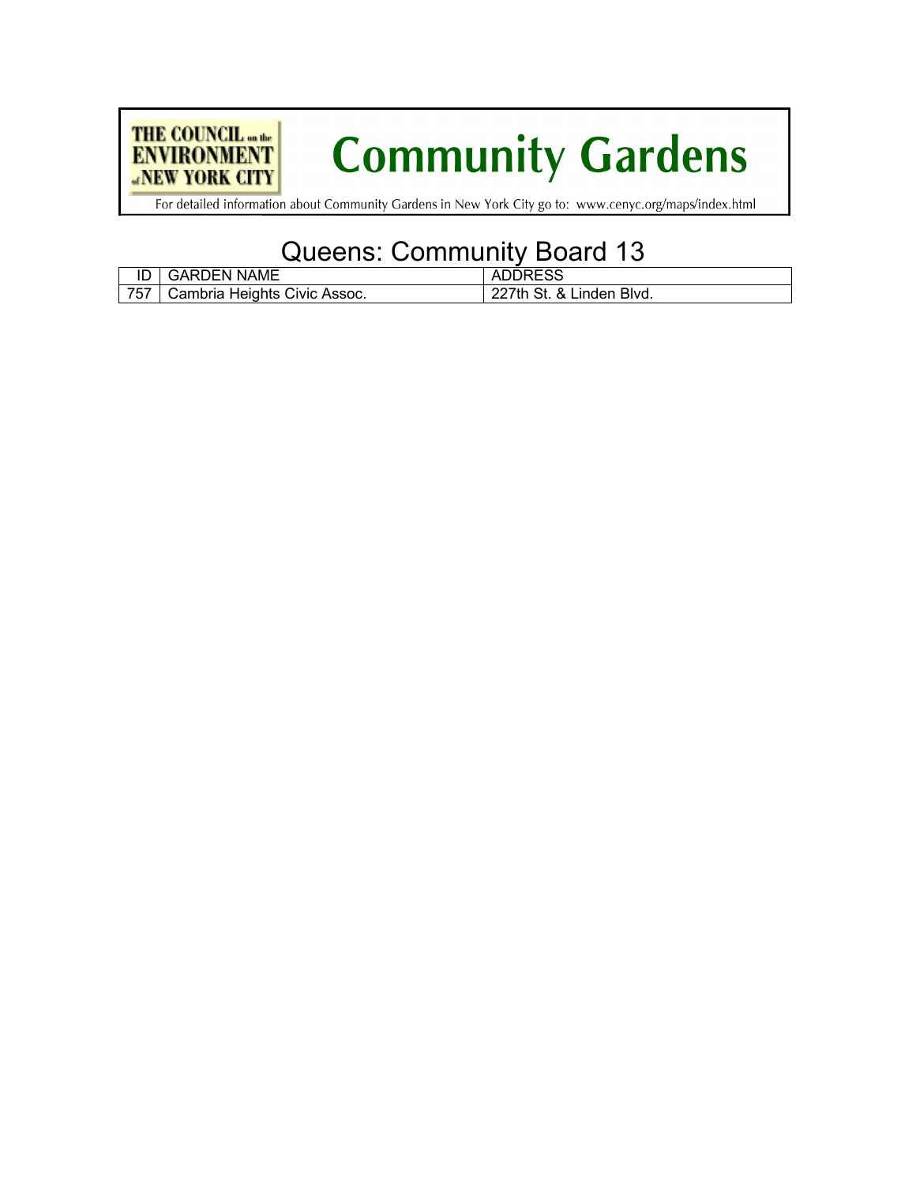## Queens: Community Board 13

| ID | GARDEN NAME | ADDRESS |
|---|---|---|
| 757 | Cambria Heights Civic Assoc. | 227th St. & Linden Blvd. |